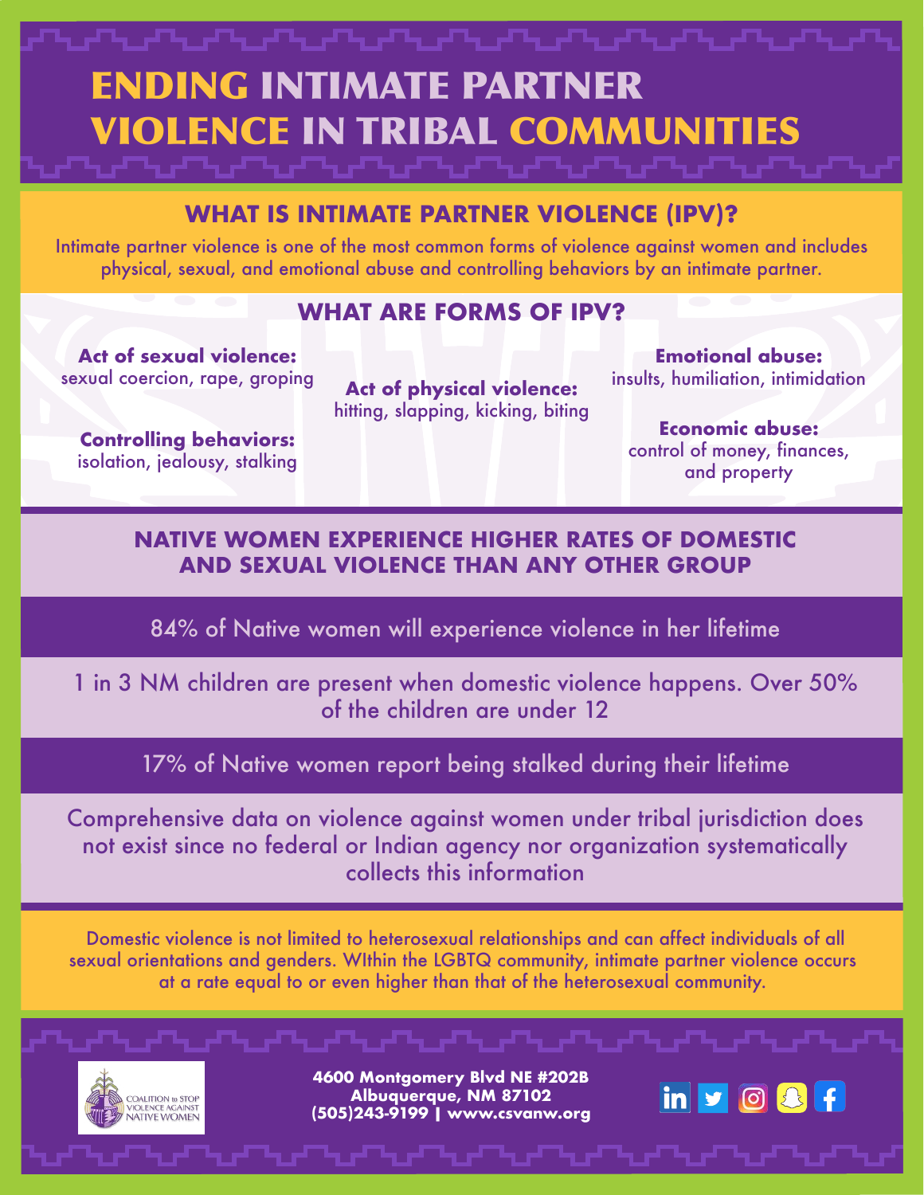# ENDING INTIMATE PARTNER VIOLENCE IN TRIBAL COMMUNITIES

## WHAT IS INTIMATE PARTNER VIOLENCE (IPV)?

Intimate partner violence is one of the most common forms of violence against women and includes physical, sexual, and emotional abuse and controlling behaviors by an intimate partner.

## WHAT ARE FORMS OF IPV?

**Act of sexual violence:** sexual coercion, rape, groping

**Controlling behaviors:** isolation, jealousy, stalking

**Act of physical violence:** hitting, slapping, kicking, biting

**Emotional abuse:** insults, humiliation, intimidation

**Economic abuse:** control of money, finances, and property

## NATIVE WOMEN EXPERIENCE HIGHER RATES OF DOMESTIC AND SEXUAL VIOLENCE THAN ANY OTHER GROUP

84% of Native women will experience violence in her lifetime

1 in 3 NM children are present when domestic violence happens. Over 50% of the children are under 12

17% of Native women report being stalked during their lifetime

Comprehensive data on violence against women under tribal jurisdiction does not exist since no federal or Indian agency nor organization systematically collects this information

Domestic violence is not limited to heterosexual relationships and can affect individuals of all sexual orientations and genders. WIthin the LGBTQ community, intimate partner violence occurs at a rate equal to or even higher than that of the heterosexual community.

COALITION to STOP VIOLENCE AGAINST NATIVE WOMEN

**4600 Montgomery Blvd NE #202B**
**Albuquerque, NM 87102**
**(505)243-9199 | www.csvanw.org**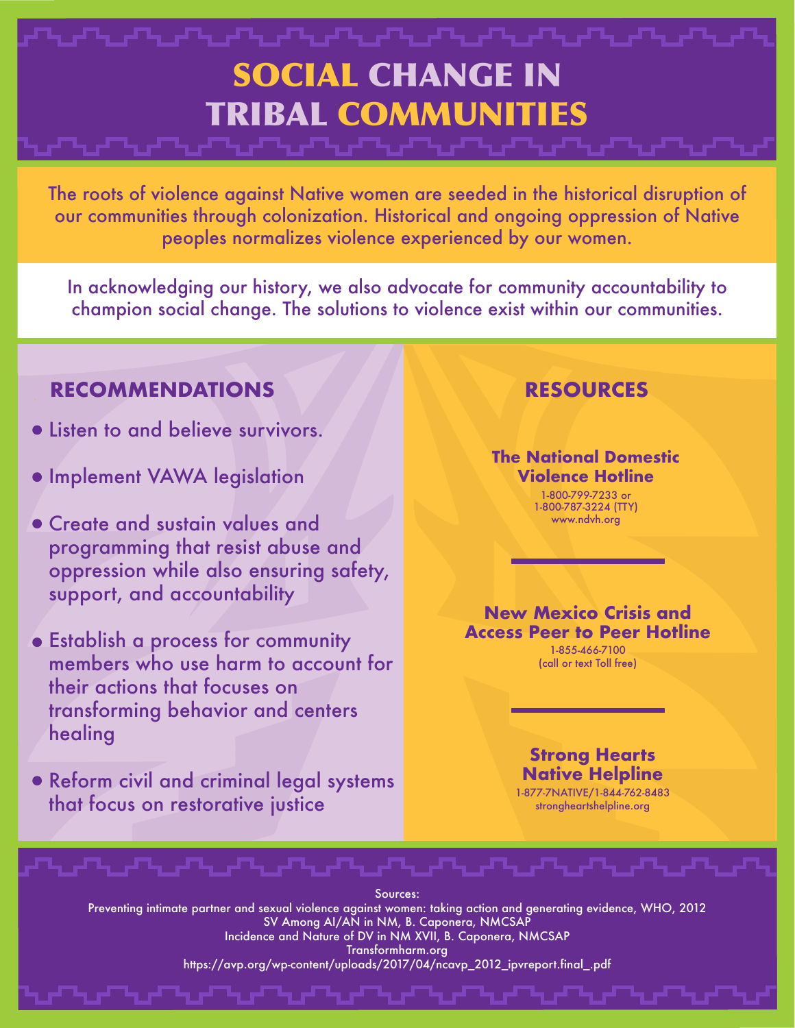# SOCIAL CHANGE IN TRIBAL COMMUNITIES

The roots of violence against Native women are seeded in the historical disruption of our communities through colonization. Historical and ongoing oppression of Native peoples normalizes violence experienced by our women.

In acknowledging our history, we also advocate for community accountability to champion social change. The solutions to violence exist within our communities.

## RECOMMENDATIONS

- Listen to and believe survivors.
- Implement VAWA legislation
- Create and sustain values and programming that resist abuse and oppression while also ensuring safety, support, and accountability
- Establish a process for community members who use harm to account for their actions that focuses on transforming behavior and centers healing
- Reform civil and criminal legal systems that focus on restorative justice

## RESOURCES

**The National Domestic Violence Hotline**
1-800-799-7233 or
1-800-787-3224 (TTY)
www.ndvh.org

**New Mexico Crisis and Access Peer to Peer Hotline**
1-855-466-7100
(call or text Toll free)

**Strong Hearts Native Helpline**
1-877-7NATIVE/1-844-762-8483
strongheartshelpline.org

Sources:
Preventing intimate partner and sexual violence against women: taking action and generating evidence, WHO, 2012
SV Among AI/AN in NM, B. Caponera, NMCSAP
Incidence and Nature of DV in NM XVII, B. Caponera, NMCSAP
Transformharm.org
https://avp.org/wp-content/uploads/2017/04/ncavp_2012_ipvreport.final_.pdf